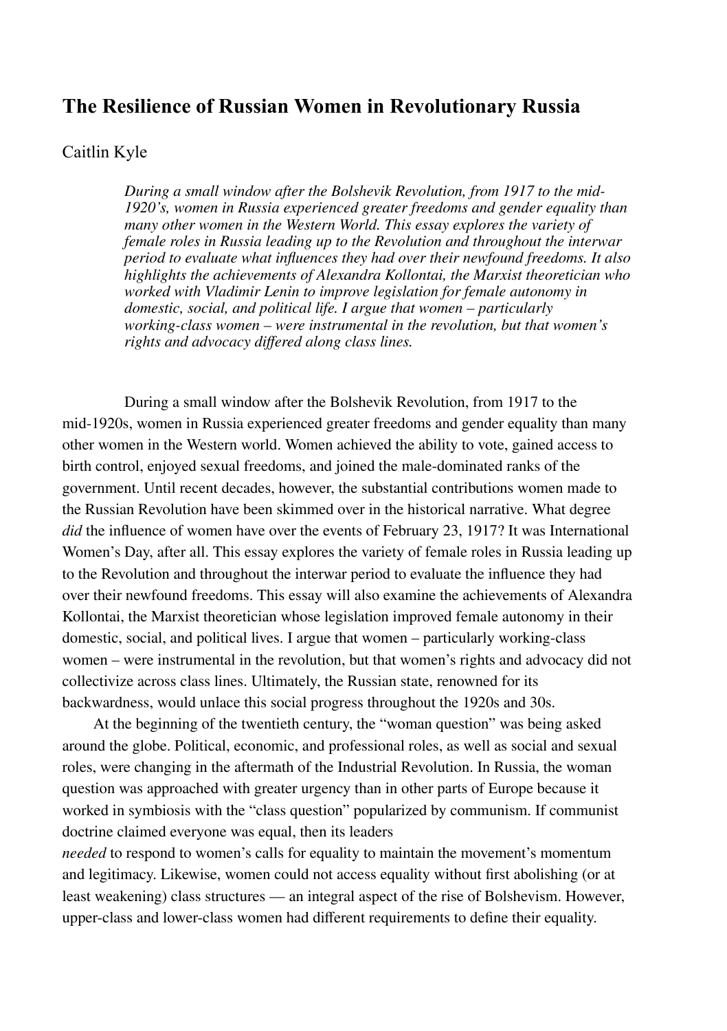# The Resilience of Russian Women in Revolutionary Russia

Caitlin Kyle

*During a small window after the Bolshevik Revolution, from 1917 to the mid-1920's, women in Russia experienced greater freedoms and gender equality than many other women in the Western World. This essay explores the variety of female roles in Russia leading up to the Revolution and throughout the interwar period to evaluate what influences they had over their newfound freedoms. It also highlights the achievements of Alexandra Kollontai, the Marxist theoretician who worked with Vladimir Lenin to improve legislation for female autonomy in domestic, social, and political life. I argue that women – particularly working-class women – were instrumental in the revolution, but that women's rights and advocacy differed along class lines.*

During a small window after the Bolshevik Revolution, from 1917 to the mid-1920s, women in Russia experienced greater freedoms and gender equality than many other women in the Western world. Women achieved the ability to vote, gained access to birth control, enjoyed sexual freedoms, and joined the male-dominated ranks of the government. Until recent decades, however, the substantial contributions women made to the Russian Revolution have been skimmed over in the historical narrative. What degree *did* the influence of women have over the events of February 23, 1917? It was International Women's Day, after all. This essay explores the variety of female roles in Russia leading up to the Revolution and throughout the interwar period to evaluate the influence they had over their newfound freedoms. This essay will also examine the achievements of Alexandra Kollontai, the Marxist theoretician whose legislation improved female autonomy in their domestic, social, and political lives. I argue that women – particularly working-class women – were instrumental in the revolution, but that women's rights and advocacy did not collectivize across class lines. Ultimately, the Russian state, renowned for its backwardness, would unlace this social progress throughout the 1920s and 30s.

At the beginning of the twentieth century, the "woman question" was being asked around the globe. Political, economic, and professional roles, as well as social and sexual roles, were changing in the aftermath of the Industrial Revolution. In Russia, the woman question was approached with greater urgency than in other parts of Europe because it worked in symbiosis with the "class question" popularized by communism. If communist doctrine claimed everyone was equal, then its leaders *needed* to respond to women's calls for equality to maintain the movement's momentum and legitimacy. Likewise, women could not access equality without first abolishing (or at least weakening) class structures — an integral aspect of the rise of Bolshevism. However, upper-class and lower-class women had different requirements to define their equality.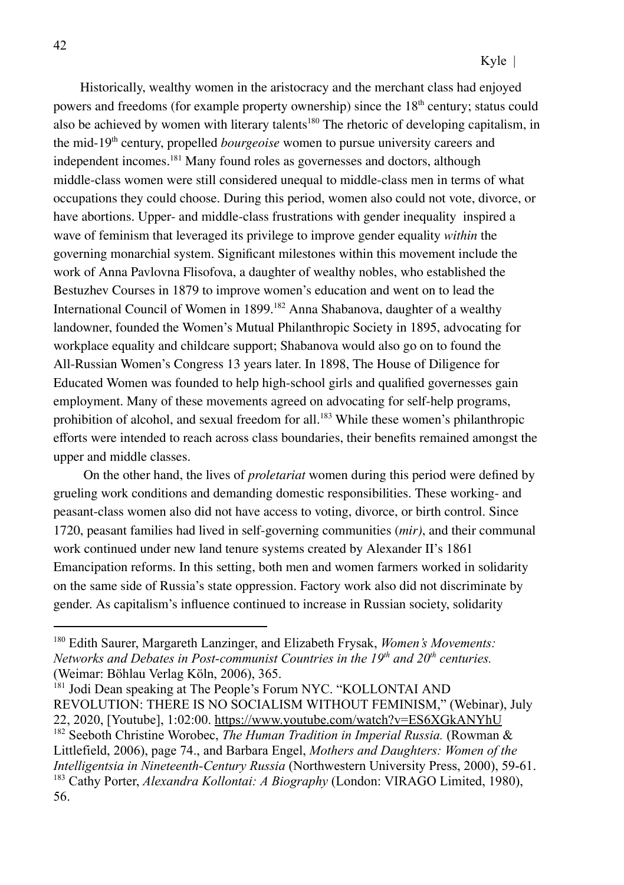Historically, wealthy women in the aristocracy and the merchant class had enjoyed powers and freedoms (for example property ownership) since the 18th century; status could also be achieved by women with literary talents[180] The rhetoric of developing capitalism, in the mid-19th century, propelled *bourgeoise* women to pursue university careers and independent incomes.[181] Many found roles as governesses and doctors, although middle-class women were still considered unequal to middle-class men in terms of what occupations they could choose. During this period, women also could not vote, divorce, or have abortions. Upper- and middle-class frustrations with gender inequality inspired a wave of feminism that leveraged its privilege to improve gender equality *within* the governing monarchial system. Significant milestones within this movement include the work of Anna Pavlovna Flisofova, a daughter of wealthy nobles, who established the Bestuzhev Courses in 1879 to improve women's education and went on to lead the International Council of Women in 1899.[182] Anna Shabanova, daughter of a wealthy landowner, founded the Women's Mutual Philanthropic Society in 1895, advocating for workplace equality and childcare support; Shabanova would also go on to found the All-Russian Women's Congress 13 years later. In 1898, The House of Diligence for Educated Women was founded to help high-school girls and qualified governesses gain employment. Many of these movements agreed on advocating for self-help programs, prohibition of alcohol, and sexual freedom for all.[183] While these women's philanthropic efforts were intended to reach across class boundaries, their benefits remained amongst the upper and middle classes.

On the other hand, the lives of *proletariat* women during this period were defined by grueling work conditions and demanding domestic responsibilities. These working- and peasant-class women also did not have access to voting, divorce, or birth control. Since 1720, peasant families had lived in self-governing communities (*mir)*, and their communal work continued under new land tenure systems created by Alexander II's 1861 Emancipation reforms. In this setting, both men and women farmers worked in solidarity on the same side of Russia's state oppression. Factory work also did not discriminate by gender. As capitalism's influence continued to increase in Russian society, solidarity

---

[180] Edith Saurer, Margareth Lanzinger, and Elizabeth Frysak, *Women's Movements: Networks and Debates in Post-communist Countries in the 19th and 20th centuries.* (Weimar: Böhlau Verlag Köln, 2006), 365.

[181] Jodi Dean speaking at The People's Forum NYC. "KOLLONTAI AND REVOLUTION: THERE IS NO SOCIALISM WITHOUT FEMINISM," (Webinar), July 22, 2020, [Youtube], 1:02:00. https://www.youtube.com/watch?v=ES6XGkANYhU

[182] Seeboth Christine Worobec, *The Human Tradition in Imperial Russia.* (Rowman & Littlefield, 2006), page 74., and Barbara Engel, *Mothers and Daughters: Women of the Intelligentsia in Nineteenth-Century Russia* (Northwestern University Press, 2000), 59-61.

[183] Cathy Porter, *Alexandra Kollontai: A Biography* (London: VIRAGO Limited, 1980), 56.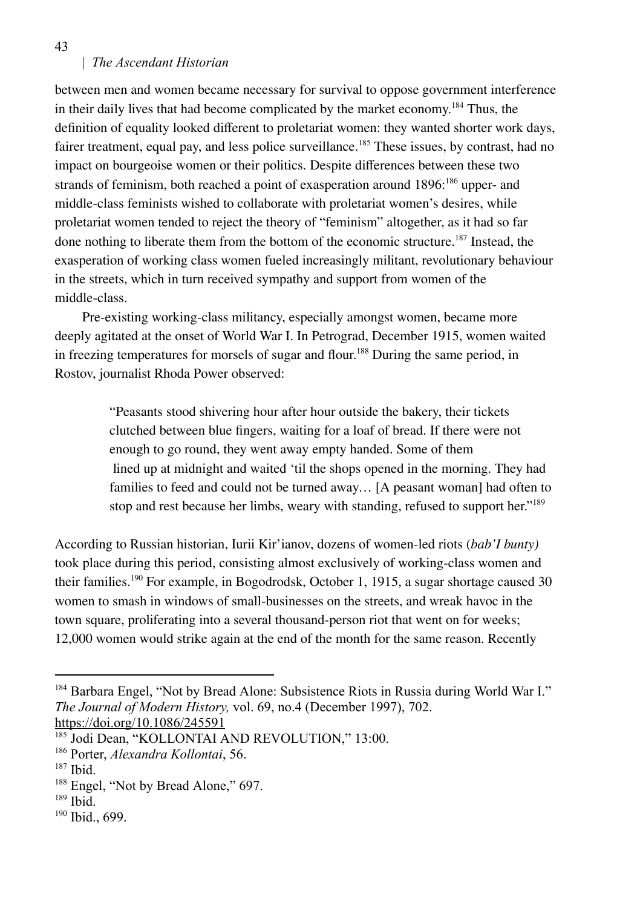between men and women became necessary for survival to oppose government interference in their daily lives that had become complicated by the market economy.[184] Thus, the definition of equality looked different to proletariat women: they wanted shorter work days, fairer treatment, equal pay, and less police surveillance.[185] These issues, by contrast, had no impact on bourgeoise women or their politics. Despite differences between these two strands of feminism, both reached a point of exasperation around 1896:[186] upper- and middle-class feminists wished to collaborate with proletariat women's desires, while proletariat women tended to reject the theory of "feminism" altogether, as it had so far done nothing to liberate them from the bottom of the economic structure.[187] Instead, the exasperation of working class women fueled increasingly militant, revolutionary behaviour in the streets, which in turn received sympathy and support from women of the middle-class.

Pre-existing working-class militancy, especially amongst women, became more deeply agitated at the onset of World War I. In Petrograd, December 1915, women waited in freezing temperatures for morsels of sugar and flour.[188] During the same period, in Rostov, journalist Rhoda Power observed:

> "Peasants stood shivering hour after hour outside the bakery, their tickets clutched between blue fingers, waiting for a loaf of bread. If there were not enough to go round, they went away empty handed. Some of them lined up at midnight and waited 'til the shops opened in the morning. They had families to feed and could not be turned away… [A peasant woman] had often to stop and rest because her limbs, weary with standing, refused to support her."[189]

According to Russian historian, Iurii Kir'ianov, dozens of women-led riots (*bab'I bunty)* took place during this period, consisting almost exclusively of working-class women and their families.[190] For example, in Bogodrodsk, October 1, 1915, a sugar shortage caused 30 women to smash in windows of small-businesses on the streets, and wreak havoc in the town square, proliferating into a several thousand-person riot that went on for weeks; 12,000 women would strike again at the end of the month for the same reason. Recently

---

[184] Barbara Engel, "Not by Bread Alone: Subsistence Riots in Russia during World War I." *The Journal of Modern History,* vol. 69, no.4 (December 1997), 702. https://doi.org/10.1086/245591

[185] Jodi Dean, "KOLLONTAI AND REVOLUTION," 13:00.

[186] Porter, *Alexandra Kollontai*, 56.

[187] Ibid.

[188] Engel, "Not by Bread Alone," 697.

[189] Ibid.

[190] Ibid., 699.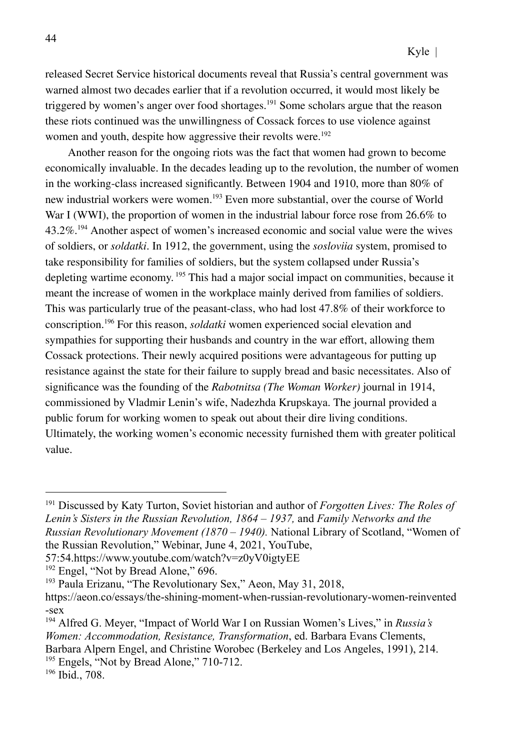released Secret Service historical documents reveal that Russia's central government was warned almost two decades earlier that if a revolution occurred, it would most likely be triggered by women's anger over food shortages.[191] Some scholars argue that the reason these riots continued was the unwillingness of Cossack forces to use violence against women and youth, despite how aggressive their revolts were.[192]

Another reason for the ongoing riots was the fact that women had grown to become economically invaluable. In the decades leading up to the revolution, the number of women in the working-class increased significantly. Between 1904 and 1910, more than 80% of new industrial workers were women.[193] Even more substantial, over the course of World War I (WWI), the proportion of women in the industrial labour force rose from 26.6% to 43.2%.[194] Another aspect of women's increased economic and social value were the wives of soldiers, or *soldatki*. In 1912, the government, using the *sosloviia* system, promised to take responsibility for families of soldiers, but the system collapsed under Russia's depleting wartime economy.[195] This had a major social impact on communities, because it meant the increase of women in the workplace mainly derived from families of soldiers. This was particularly true of the peasant-class, who had lost 47.8% of their workforce to conscription.[196] For this reason, *soldatki* women experienced social elevation and sympathies for supporting their husbands and country in the war effort, allowing them Cossack protections. Their newly acquired positions were advantageous for putting up resistance against the state for their failure to supply bread and basic necessitates. Also of significance was the founding of the *Rabotnitsa (The Woman Worker)* journal in 1914, commissioned by Vladmir Lenin's wife, Nadezhda Krupskaya. The journal provided a public forum for working women to speak out about their dire living conditions. Ultimately, the working women's economic necessity furnished them with greater political value.

---

[191] Discussed by Katy Turton, Soviet historian and author of *Forgotten Lives: The Roles of Lenin's Sisters in the Russian Revolution, 1864 – 1937,* and *Family Networks and the Russian Revolutionary Movement (1870 – 1940).* National Library of Scotland, "Women of the Russian Revolution," Webinar, June 4, 2021, YouTube, 57:54.https://www.youtube.com/watch?v=z0yV0igtyEE

[192] Engel, "Not by Bread Alone," 696.

[193] Paula Erizanu, "The Revolutionary Sex," Aeon, May 31, 2018, https://aeon.co/essays/the-shining-moment-when-russian-revolutionary-women-reinvented-sex

[194] Alfred G. Meyer, "Impact of World War I on Russian Women's Lives," in *Russia's Women: Accommodation, Resistance, Transformation*, ed. Barbara Evans Clements, Barbara Alpern Engel, and Christine Worobec (Berkeley and Los Angeles, 1991), 214.

[195] Engels, "Not by Bread Alone," 710-712.

[196] Ibid., 708.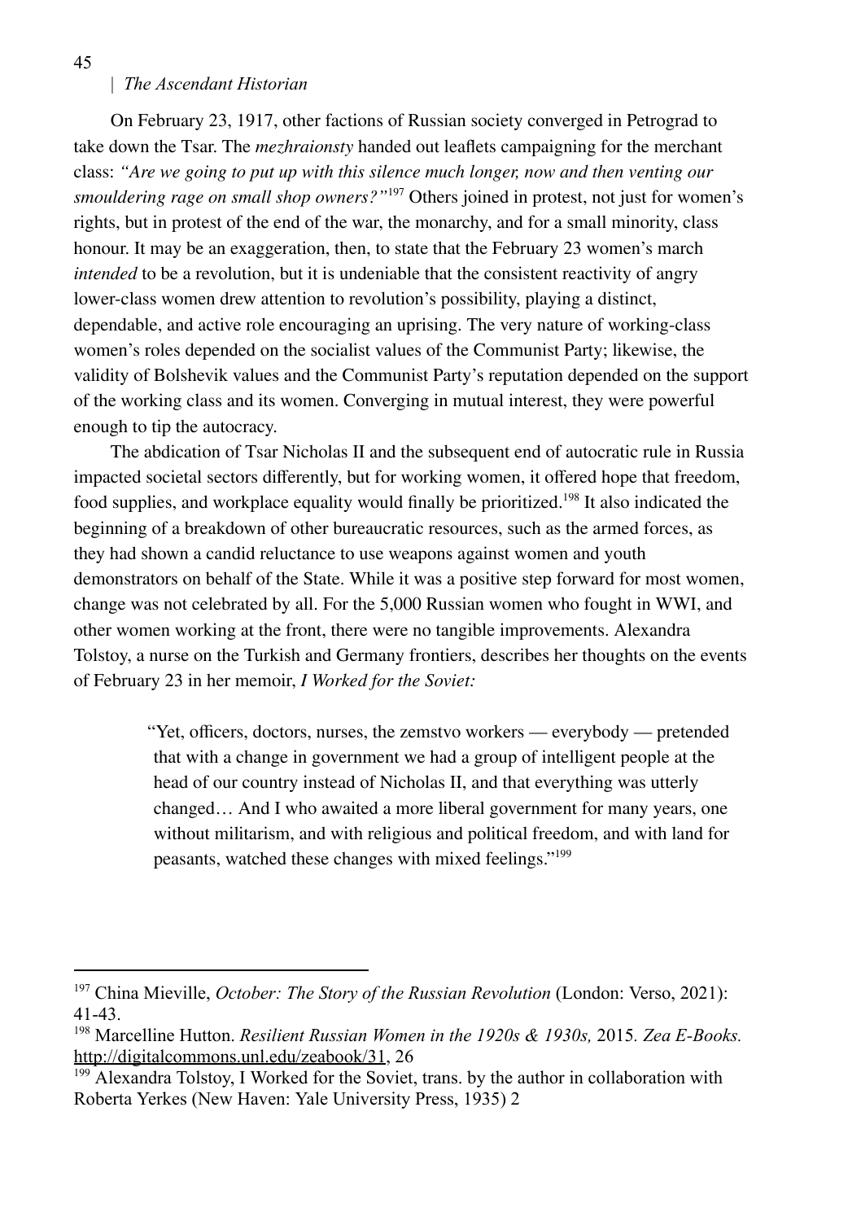On February 23, 1917, other factions of Russian society converged in Petrograd to take down the Tsar. The *mezhraionsty* handed out leaflets campaigning for the merchant class: *"Are we going to put up with this silence much longer, now and then venting our smouldering rage on small shop owners?"*[197] Others joined in protest, not just for women's rights, but in protest of the end of the war, the monarchy, and for a small minority, class honour. It may be an exaggeration, then, to state that the February 23 women's march *intended* to be a revolution, but it is undeniable that the consistent reactivity of angry lower-class women drew attention to revolution's possibility, playing a distinct, dependable, and active role encouraging an uprising. The very nature of working-class women's roles depended on the socialist values of the Communist Party; likewise, the validity of Bolshevik values and the Communist Party's reputation depended on the support of the working class and its women. Converging in mutual interest, they were powerful enough to tip the autocracy.

The abdication of Tsar Nicholas II and the subsequent end of autocratic rule in Russia impacted societal sectors differently, but for working women, it offered hope that freedom, food supplies, and workplace equality would finally be prioritized.[198] It also indicated the beginning of a breakdown of other bureaucratic resources, such as the armed forces, as they had shown a candid reluctance to use weapons against women and youth demonstrators on behalf of the State. While it was a positive step forward for most women, change was not celebrated by all. For the 5,000 Russian women who fought in WWI, and other women working at the front, there were no tangible improvements. Alexandra Tolstoy, a nurse on the Turkish and Germany frontiers, describes her thoughts on the events of February 23 in her memoir, *I Worked for the Soviet:*

> "Yet, officers, doctors, nurses, the zemstvo workers — everybody — pretended that with a change in government we had a group of intelligent people at the head of our country instead of Nicholas II, and that everything was utterly changed… And I who awaited a more liberal government for many years, one without militarism, and with religious and political freedom, and with land for peasants, watched these changes with mixed feelings."[199]

---

[197] China Mieville, *October: The Story of the Russian Revolution* (London: Verso, 2021): 41-43.

[198] Marcelline Hutton. *Resilient Russian Women in the 1920s & 1930s,* 2015. *Zea E-Books.* http://digitalcommons.unl.edu/zeabook/31, 26

[199] Alexandra Tolstoy, I Worked for the Soviet, trans. by the author in collaboration with Roberta Yerkes (New Haven: Yale University Press, 1935) 2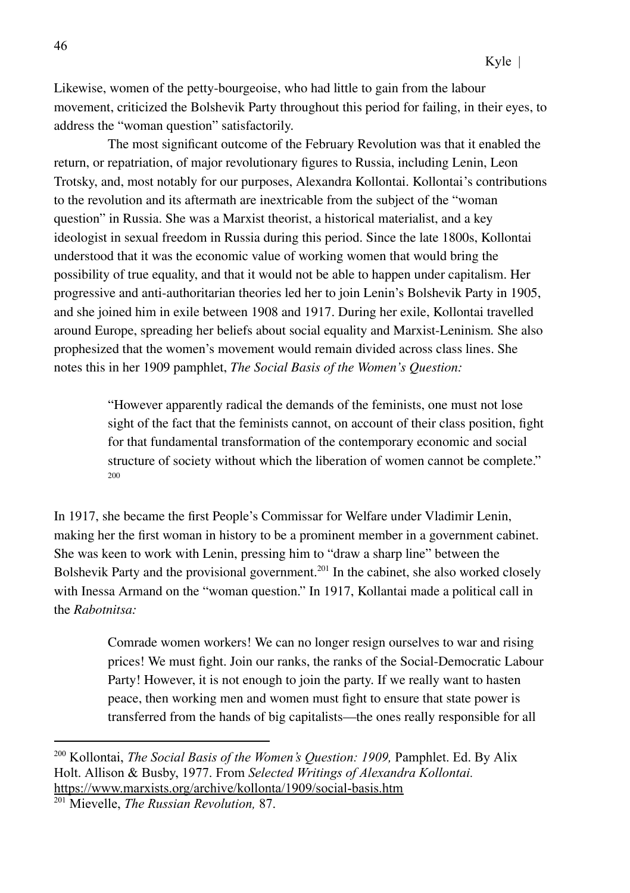Likewise, women of the petty-bourgeoise, who had little to gain from the labour movement, criticized the Bolshevik Party throughout this period for failing, in their eyes, to address the "woman question" satisfactorily.

The most significant outcome of the February Revolution was that it enabled the return, or repatriation, of major revolutionary figures to Russia, including Lenin, Leon Trotsky, and, most notably for our purposes, Alexandra Kollontai. Kollontai's contributions to the revolution and its aftermath are inextricable from the subject of the "woman question" in Russia. She was a Marxist theorist, a historical materialist, and a key ideologist in sexual freedom in Russia during this period. Since the late 1800s, Kollontai understood that it was the economic value of working women that would bring the possibility of true equality, and that it would not be able to happen under capitalism. Her progressive and anti-authoritarian theories led her to join Lenin's Bolshevik Party in 1905, and she joined him in exile between 1908 and 1917. During her exile, Kollontai travelled around Europe, spreading her beliefs about social equality and Marxist-Leninism. She also prophesized that the women's movement would remain divided across class lines. She notes this in her 1909 pamphlet, *The Social Basis of the Women's Question:*

> "However apparently radical the demands of the feminists, one must not lose sight of the fact that the feminists cannot, on account of their class position, fight for that fundamental transformation of the contemporary economic and social structure of society without which the liberation of women cannot be complete." [200]

In 1917, she became the first People's Commissar for Welfare under Vladimir Lenin, making her the first woman in history to be a prominent member in a government cabinet. She was keen to work with Lenin, pressing him to "draw a sharp line" between the Bolshevik Party and the provisional government.[201] In the cabinet, she also worked closely with Inessa Armand on the "woman question." In 1917, Kollantai made a political call in the *Rabotnitsa:*

> Comrade women workers! We can no longer resign ourselves to war and rising prices! We must fight. Join our ranks, the ranks of the Social-Democratic Labour Party! However, it is not enough to join the party. If we really want to hasten peace, then working men and women must fight to ensure that state power is transferred from the hands of big capitalists—the ones really responsible for all

---

[200] Kollontai, *The Social Basis of the Women's Question: 1909,* Pamphlet. Ed. By Alix Holt. Allison & Busby, 1977. From *Selected Writings of Alexandra Kollontai.* https://www.marxists.org/archive/kollonta/1909/social-basis.htm

[201] Mievelle, *The Russian Revolution,* 87.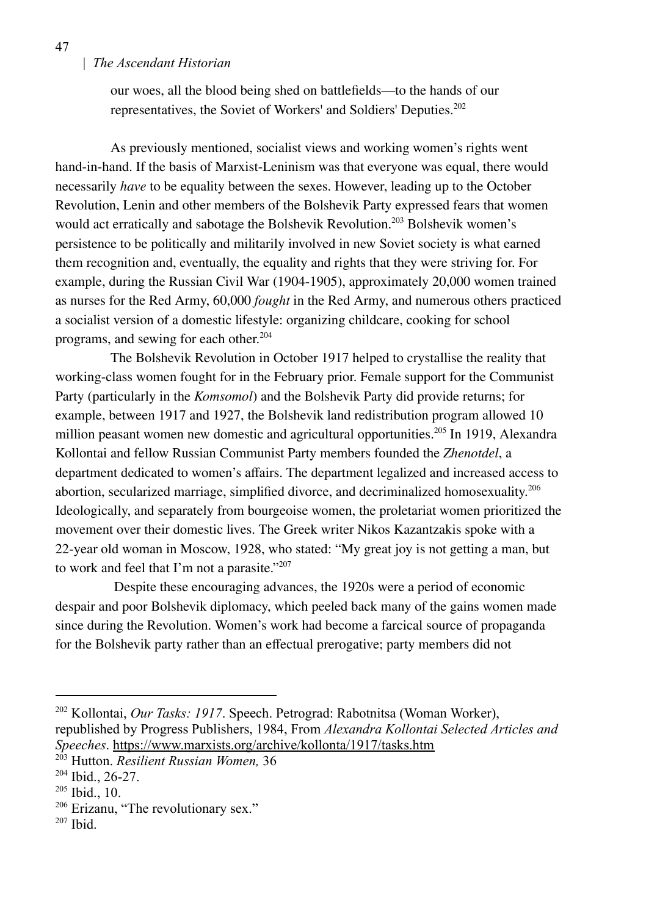our woes, all the blood being shed on battlefields—to the hands of our representatives, the Soviet of Workers' and Soldiers' Deputies.[202]

As previously mentioned, socialist views and working women's rights went hand-in-hand. If the basis of Marxist-Leninism was that everyone was equal, there would necessarily *have* to be equality between the sexes. However, leading up to the October Revolution, Lenin and other members of the Bolshevik Party expressed fears that women would act erratically and sabotage the Bolshevik Revolution.[203] Bolshevik women's persistence to be politically and militarily involved in new Soviet society is what earned them recognition and, eventually, the equality and rights that they were striving for. For example, during the Russian Civil War (1904-1905), approximately 20,000 women trained as nurses for the Red Army, 60,000 *fought* in the Red Army, and numerous others practiced a socialist version of a domestic lifestyle: organizing childcare, cooking for school programs, and sewing for each other.[204]

The Bolshevik Revolution in October 1917 helped to crystallise the reality that working-class women fought for in the February prior. Female support for the Communist Party (particularly in the *Komsomol*) and the Bolshevik Party did provide returns; for example, between 1917 and 1927, the Bolshevik land redistribution program allowed 10 million peasant women new domestic and agricultural opportunities.[205] In 1919, Alexandra Kollontai and fellow Russian Communist Party members founded the *Zhenotdel*, a department dedicated to women's affairs. The department legalized and increased access to abortion, secularized marriage, simplified divorce, and decriminalized homosexuality.[206] Ideologically, and separately from bourgeoise women, the proletariat women prioritized the movement over their domestic lives. The Greek writer Nikos Kazantzakis spoke with a 22-year old woman in Moscow, 1928, who stated: "My great joy is not getting a man, but to work and feel that I'm not a parasite."[207]

Despite these encouraging advances, the 1920s were a period of economic despair and poor Bolshevik diplomacy, which peeled back many of the gains women made since during the Revolution. Women's work had become a farcical source of propaganda for the Bolshevik party rather than an effectual prerogative; party members did not

---

[202] Kollontai, *Our Tasks: 1917*. Speech. Petrograd: Rabotnitsa (Woman Worker), republished by Progress Publishers, 1984, From *Alexandra Kollontai Selected Articles and Speeches*. https://www.marxists.org/archive/kollonta/1917/tasks.htm

[203] Hutton. *Resilient Russian Women,* 36

[204] Ibid., 26-27.

[205] Ibid., 10.

[206] Erizanu, "The revolutionary sex."

[207] Ibid.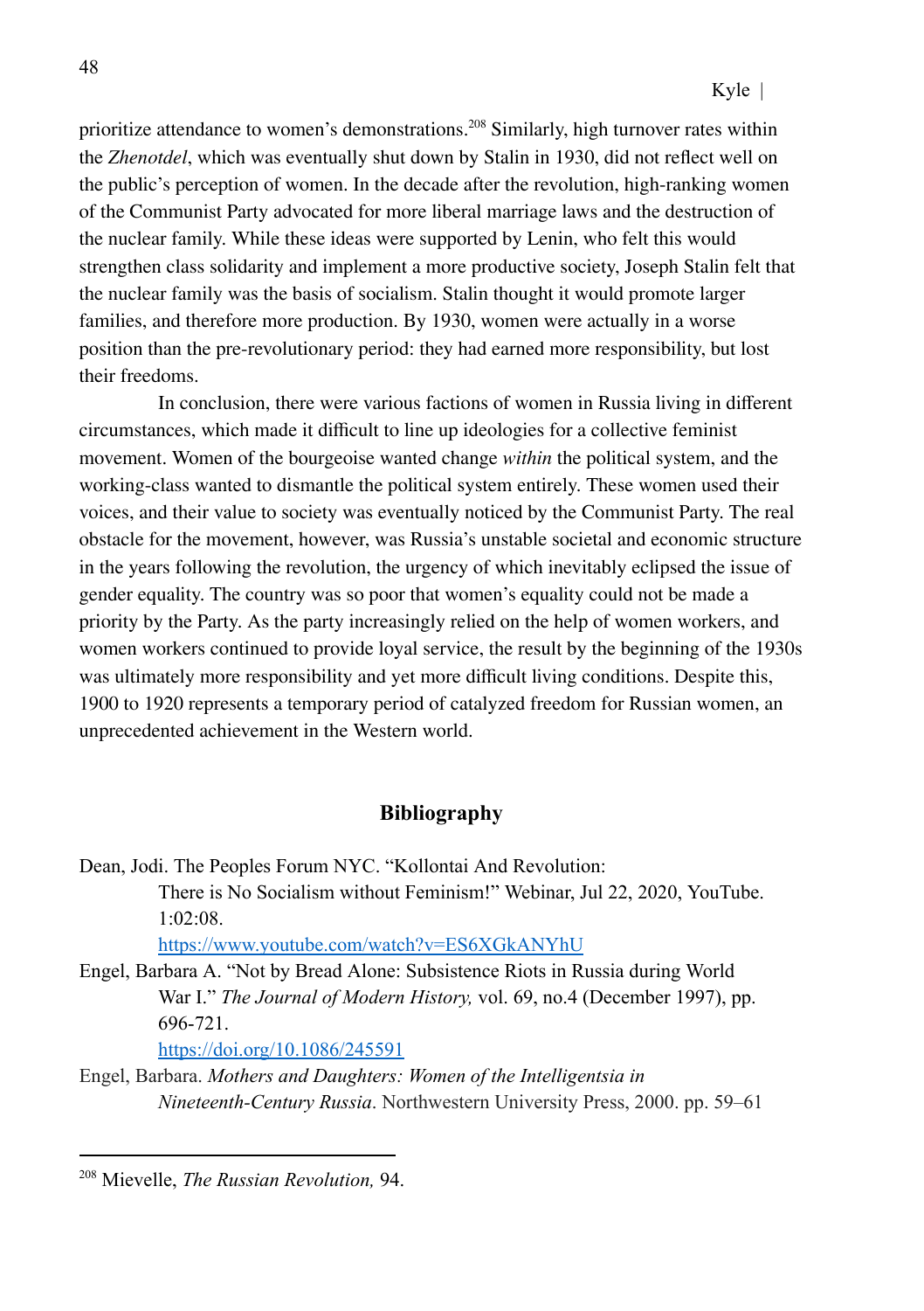prioritize attendance to women's demonstrations.[208] Similarly, high turnover rates within the *Zhenotdel*, which was eventually shut down by Stalin in 1930, did not reflect well on the public's perception of women. In the decade after the revolution, high-ranking women of the Communist Party advocated for more liberal marriage laws and the destruction of the nuclear family. While these ideas were supported by Lenin, who felt this would strengthen class solidarity and implement a more productive society, Joseph Stalin felt that the nuclear family was the basis of socialism. Stalin thought it would promote larger families, and therefore more production. By 1930, women were actually in a worse position than the pre-revolutionary period: they had earned more responsibility, but lost their freedoms.

In conclusion, there were various factions of women in Russia living in different circumstances, which made it difficult to line up ideologies for a collective feminist movement. Women of the bourgeoise wanted change *within* the political system, and the working-class wanted to dismantle the political system entirely. These women used their voices, and their value to society was eventually noticed by the Communist Party. The real obstacle for the movement, however, was Russia's unstable societal and economic structure in the years following the revolution, the urgency of which inevitably eclipsed the issue of gender equality. The country was so poor that women's equality could not be made a priority by the Party. As the party increasingly relied on the help of women workers, and women workers continued to provide loyal service, the result by the beginning of the 1930s was ultimately more responsibility and yet more difficult living conditions. Despite this, 1900 to 1920 represents a temporary period of catalyzed freedom for Russian women, an unprecedented achievement in the Western world.

## Bibliography

Dean, Jodi. The Peoples Forum NYC. "Kollontai And Revolution: There is No Socialism without Feminism!" Webinar, Jul 22, 2020, YouTube. 1:02:08. https://www.youtube.com/watch?v=ES6XGkANYhU

Engel, Barbara A. "Not by Bread Alone: Subsistence Riots in Russia during World War I." *The Journal of Modern History,* vol. 69, no.4 (December 1997), pp. 696-721. https://doi.org/10.1086/245591

Engel, Barbara. *Mothers and Daughters: Women of the Intelligentsia in Nineteenth-Century Russia*. Northwestern University Press, 2000. pp. 59–61

---

[208] Mievelle, *The Russian Revolution,* 94.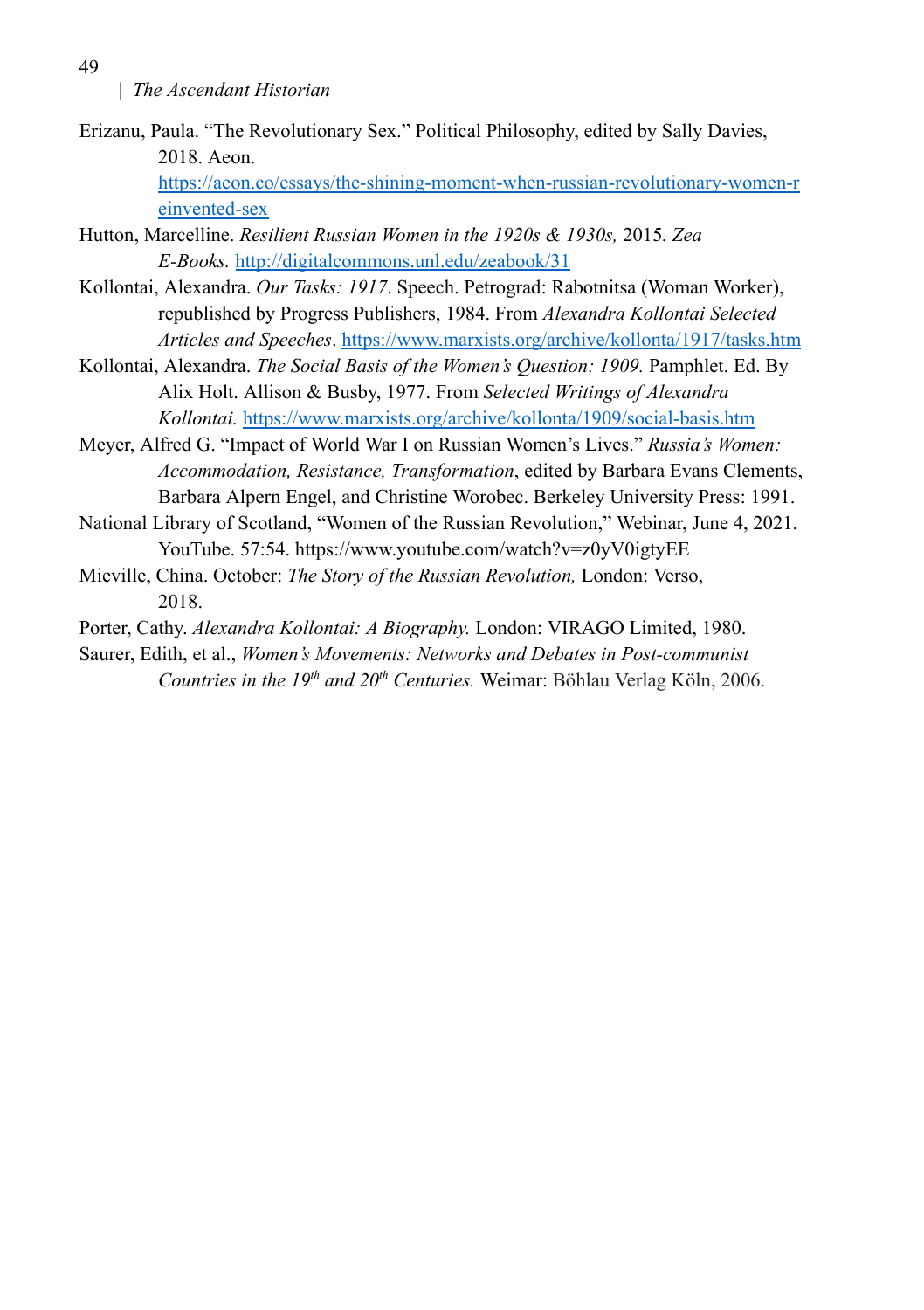Erizanu, Paula. "The Revolutionary Sex." Political Philosophy, edited by Sally Davies, 2018. Aeon. https://aeon.co/essays/the-shining-moment-when-russian-revolutionary-women-reinvented-sex

Hutton, Marcelline. *Resilient Russian Women in the 1920s & 1930s,* 2015. *Zea E-Books.* http://digitalcommons.unl.edu/zeabook/31

Kollontai, Alexandra. *Our Tasks: 1917*. Speech. Petrograd: Rabotnitsa (Woman Worker), republished by Progress Publishers, 1984. From *Alexandra Kollontai Selected Articles and Speeches*. https://www.marxists.org/archive/kollonta/1917/tasks.htm

Kollontai, Alexandra. *The Social Basis of the Women's Question: 1909.* Pamphlet. Ed. By Alix Holt. Allison & Busby, 1977. From *Selected Writings of Alexandra Kollontai.* https://www.marxists.org/archive/kollonta/1909/social-basis.htm

Meyer, Alfred G. "Impact of World War I on Russian Women's Lives." *Russia's Women: Accommodation, Resistance, Transformation*, edited by Barbara Evans Clements, Barbara Alpern Engel, and Christine Worobec. Berkeley University Press: 1991.

National Library of Scotland, "Women of the Russian Revolution," Webinar, June 4, 2021. YouTube. 57:54. https://www.youtube.com/watch?v=z0yV0igtyEE

Mieville, China. October: *The Story of the Russian Revolution,* London: Verso, 2018.

Porter, Cathy. *Alexandra Kollontai: A Biography.* London: VIRAGO Limited, 1980.

Saurer, Edith, et al., *Women's Movements: Networks and Debates in Post-communist Countries in the 19th and 20th Centuries.* Weimar: Böhlau Verlag Köln, 2006.